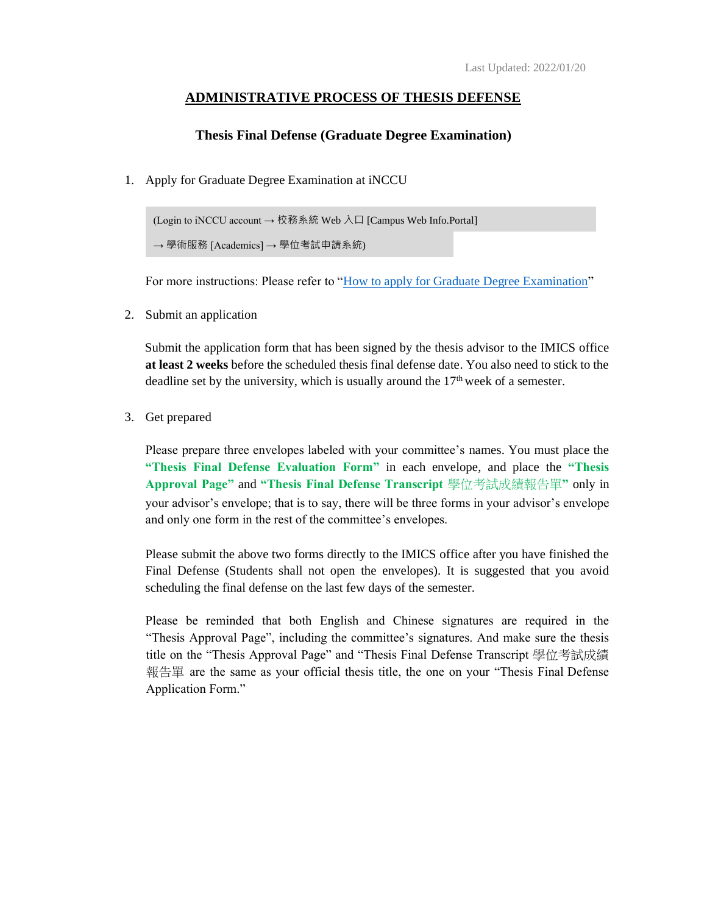Last Updated: 2022/01/20

# ADMINISTRATIVE PROCESS OF THESIS DEFENSE

## Thesis Final Defense (Graduate Degree Examination)

1. Apply for Graduate Degree Examination at iNCCU

   (Login to iNCCU account → 校務系統 Web 入口 [Campus Web Info.Portal] → 學術服務 [Academics] → 學位考試申請系統)

   For more instructions: Please refer to "How to apply for Graduate Degree Examination"

2. Submit an application

   Submit the application form that has been signed by the thesis advisor to the IMICS office **at least 2 weeks** before the scheduled thesis final defense date. You also need to stick to the deadline set by the university, which is usually around the 17th week of a semester.

3. Get prepared

   Please prepare three envelopes labeled with your committee's names. You must place the **"Thesis Final Defense Evaluation Form"** in each envelope, and place the **"Thesis Approval Page"** and **"Thesis Final Defense Transcript 學位考試成績報告單"** only in your advisor's envelope; that is to say, there will be three forms in your advisor's envelope and only one form in the rest of the committee's envelopes.

   Please submit the above two forms directly to the IMICS office after you have finished the Final Defense (Students shall not open the envelopes). It is suggested that you avoid scheduling the final defense on the last few days of the semester.

   Please be reminded that both English and Chinese signatures are required in the "Thesis Approval Page", including the committee's signatures. And make sure the thesis title on the "Thesis Approval Page" and "Thesis Final Defense Transcript 學位考試成績報告單" are the same as your official thesis title, the one on your "Thesis Final Defense Application Form."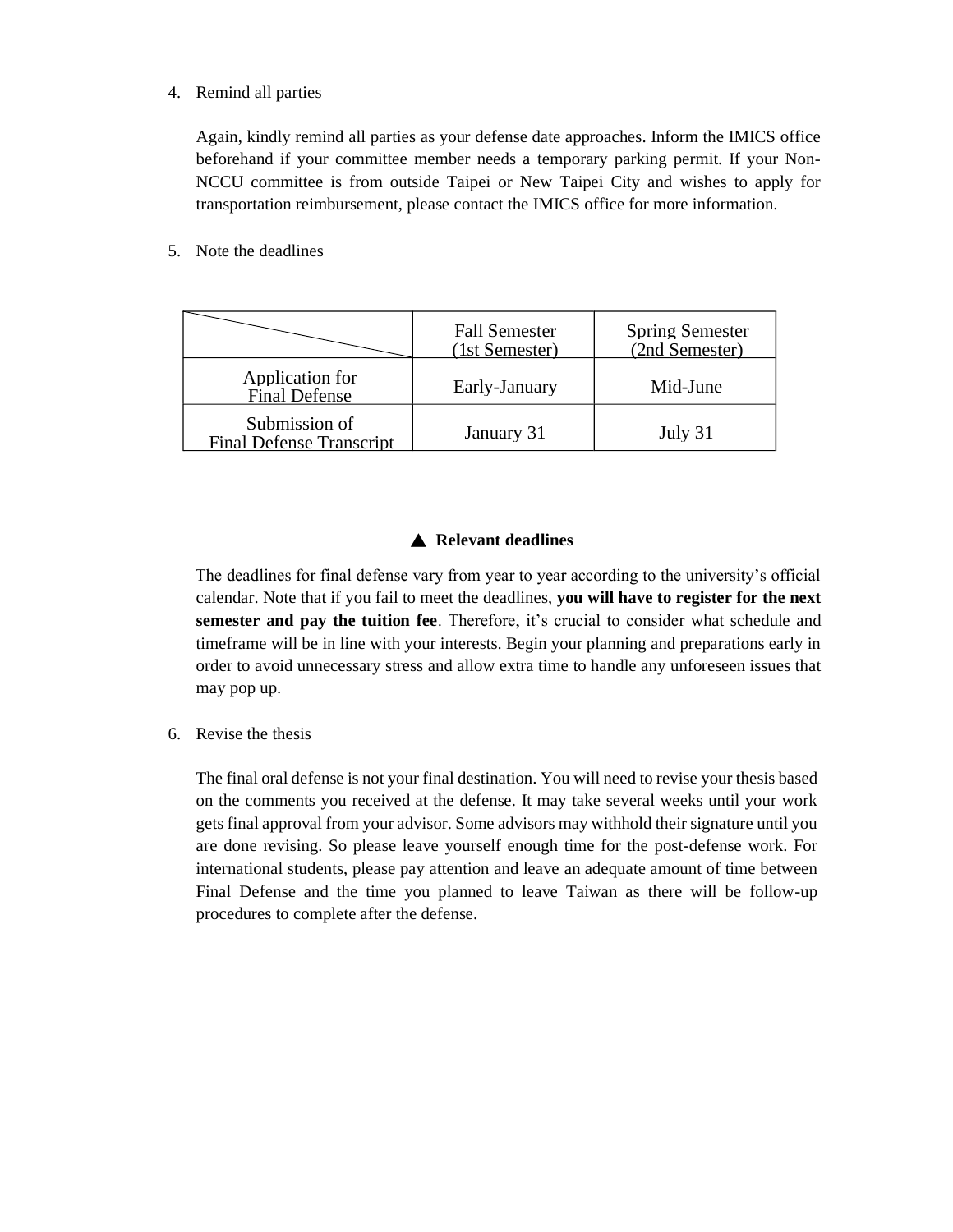4. Remind all parties

   Again, kindly remind all parties as your defense date approaches. Inform the IMICS office beforehand if your committee member needs a temporary parking permit. If your Non-NCCU committee is from outside Taipei or New Taipei City and wishes to apply for transportation reimbursement, please contact the IMICS office for more information.

5. Note the deadlines

| | Fall Semester (1st Semester) | Spring Semester (2nd Semester) |
|---|---|---|
| Application for Final Defense | Early-January | Mid-June |
| Submission of Final Defense Transcript | January 31 | July 31 |

▲ **Relevant deadlines**

The deadlines for final defense vary from year to year according to the university's official calendar. Note that if you fail to meet the deadlines, **you will have to register for the next semester and pay the tuition fee**. Therefore, it's crucial to consider what schedule and timeframe will be in line with your interests. Begin your planning and preparations early in order to avoid unnecessary stress and allow extra time to handle any unforeseen issues that may pop up.

6. Revise the thesis

   The final oral defense is not your final destination. You will need to revise your thesis based on the comments you received at the defense. It may take several weeks until your work gets final approval from your advisor. Some advisors may withhold their signature until you are done revising. So please leave yourself enough time for the post-defense work. For international students, please pay attention and leave an adequate amount of time between Final Defense and the time you planned to leave Taiwan as there will be follow-up procedures to complete after the defense.